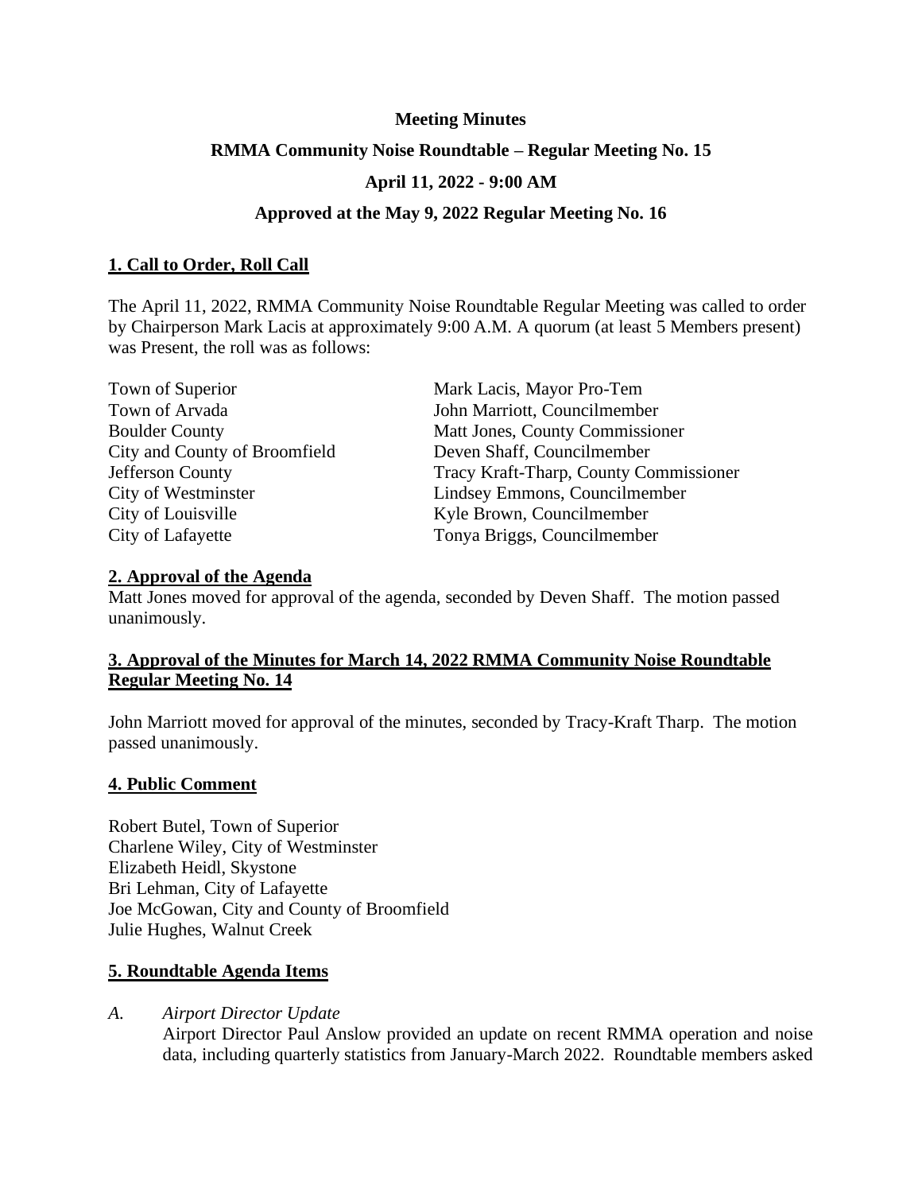**Meeting Minutes**

**RMMA Community Noise Roundtable – Regular Meeting No. 15**

**April 11, 2022 - 9:00 AM**

**Approved at the May 9, 2022 Regular Meeting No. 16**

## 1. Call to Order, Roll Call

The April 11, 2022, RMMA Community Noise Roundtable Regular Meeting was called to order by Chairperson Mark Lacis at approximately 9:00 A.M. A quorum (at least 5 Members present) was Present, the roll was as follows:

| | |
|---|---|
| Town of Superior | Mark Lacis, Mayor Pro-Tem |
| Town of Arvada | John Marriott, Councilmember |
| Boulder County | Matt Jones, County Commissioner |
| City and County of Broomfield | Deven Shaff, Councilmember |
| Jefferson County | Tracy Kraft-Tharp, County Commissioner |
| City of Westminster | Lindsey Emmons, Councilmember |
| City of Louisville | Kyle Brown, Councilmember |
| City of Lafayette | Tonya Briggs, Councilmember |

## 2. Approval of the Agenda

Matt Jones moved for approval of the agenda, seconded by Deven Shaff. The motion passed unanimously.

## 3. Approval of the Minutes for March 14, 2022 RMMA Community Noise Roundtable Regular Meeting No. 14

John Marriott moved for approval of the minutes, seconded by Tracy-Kraft Tharp. The motion passed unanimously.

## 4. Public Comment

Robert Butel, Town of Superior
Charlene Wiley, City of Westminster
Elizabeth Heidl, Skystone
Bri Lehman, City of Lafayette
Joe McGowan, City and County of Broomfield
Julie Hughes, Walnut Creek

## 5. Roundtable Agenda Items

*A. Airport Director Update*

Airport Director Paul Anslow provided an update on recent RMMA operation and noise data, including quarterly statistics from January-March 2022. Roundtable members asked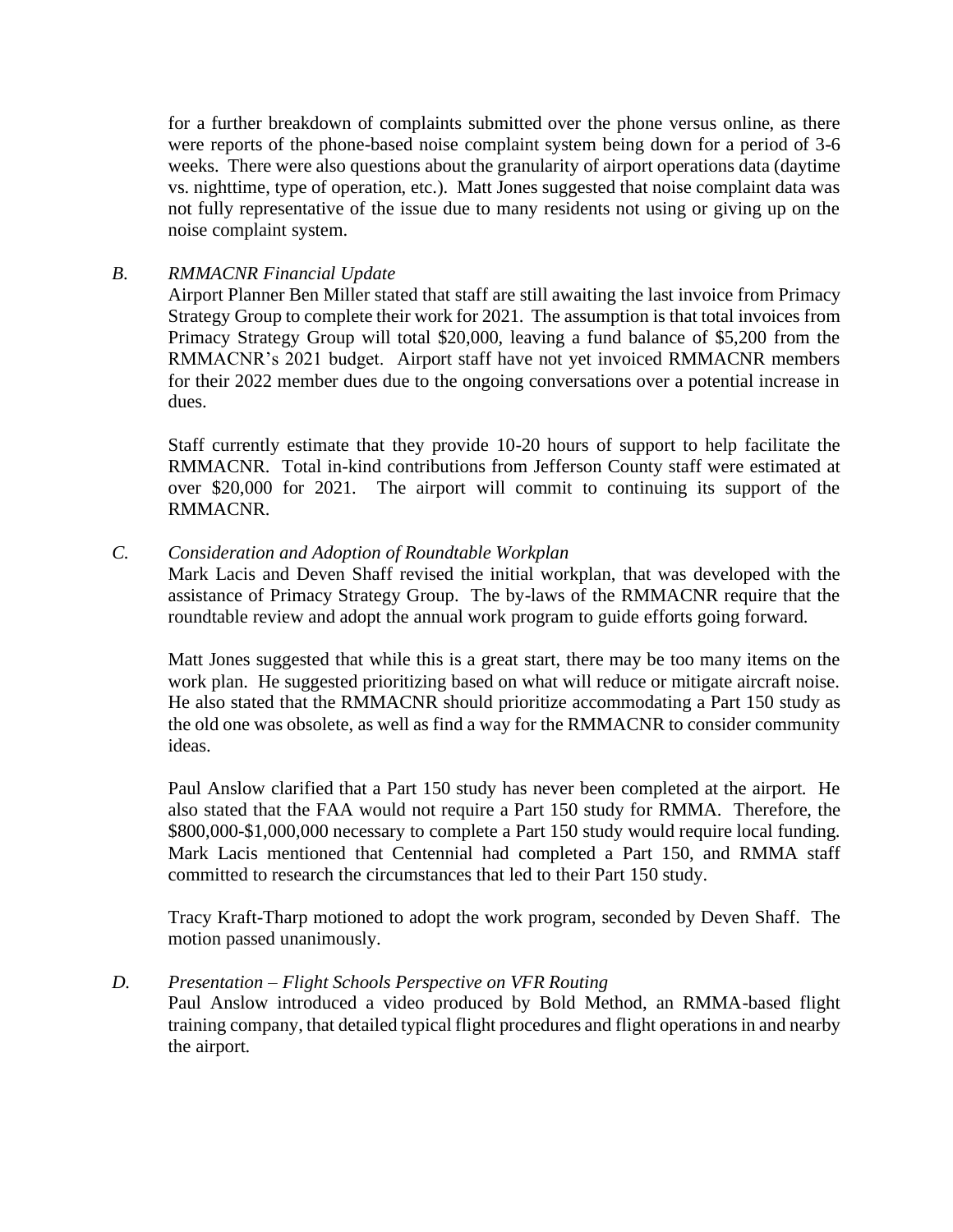for a further breakdown of complaints submitted over the phone versus online, as there were reports of the phone-based noise complaint system being down for a period of 3-6 weeks. There were also questions about the granularity of airport operations data (daytime vs. nighttime, type of operation, etc.). Matt Jones suggested that noise complaint data was not fully representative of the issue due to many residents not using or giving up on the noise complaint system.

*B. RMMACNR Financial Update*

Airport Planner Ben Miller stated that staff are still awaiting the last invoice from Primacy Strategy Group to complete their work for 2021. The assumption is that total invoices from Primacy Strategy Group will total $20,000, leaving a fund balance of $5,200 from the RMMACNR's 2021 budget. Airport staff have not yet invoiced RMMACNR members for their 2022 member dues due to the ongoing conversations over a potential increase in dues.

Staff currently estimate that they provide 10-20 hours of support to help facilitate the RMMACNR. Total in-kind contributions from Jefferson County staff were estimated at over $20,000 for 2021. The airport will commit to continuing its support of the RMMACNR.

*C. Consideration and Adoption of Roundtable Workplan*

Mark Lacis and Deven Shaff revised the initial workplan, that was developed with the assistance of Primacy Strategy Group. The by-laws of the RMMACNR require that the roundtable review and adopt the annual work program to guide efforts going forward.

Matt Jones suggested that while this is a great start, there may be too many items on the work plan. He suggested prioritizing based on what will reduce or mitigate aircraft noise. He also stated that the RMMACNR should prioritize accommodating a Part 150 study as the old one was obsolete, as well as find a way for the RMMACNR to consider community ideas.

Paul Anslow clarified that a Part 150 study has never been completed at the airport. He also stated that the FAA would not require a Part 150 study for RMMA. Therefore, the $800,000-$1,000,000 necessary to complete a Part 150 study would require local funding. Mark Lacis mentioned that Centennial had completed a Part 150, and RMMA staff committed to research the circumstances that led to their Part 150 study.

Tracy Kraft-Tharp motioned to adopt the work program, seconded by Deven Shaff. The motion passed unanimously.

*D. Presentation – Flight Schools Perspective on VFR Routing*

Paul Anslow introduced a video produced by Bold Method, an RMMA-based flight training company, that detailed typical flight procedures and flight operations in and nearby the airport.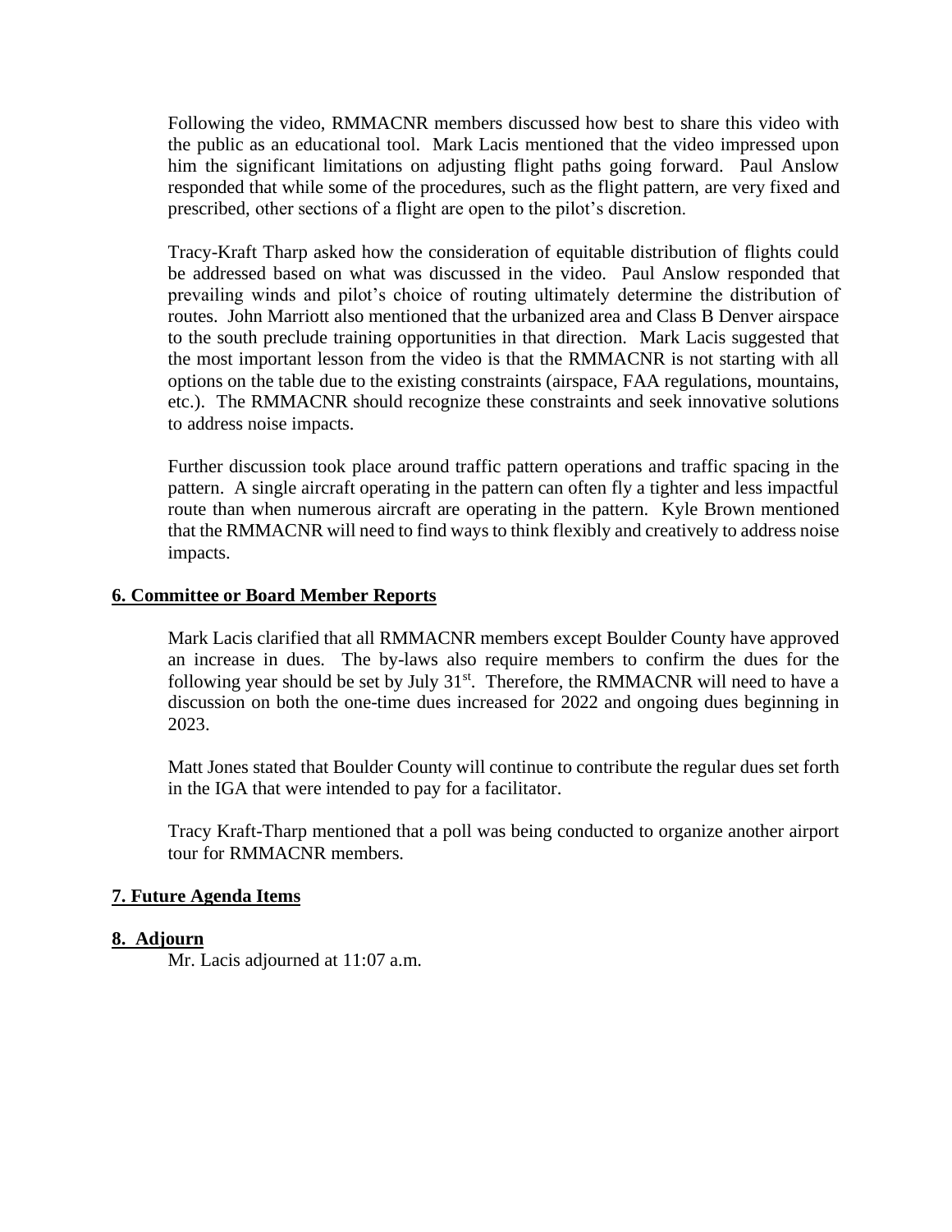Following the video, RMMACNR members discussed how best to share this video with the public as an educational tool. Mark Lacis mentioned that the video impressed upon him the significant limitations on adjusting flight paths going forward. Paul Anslow responded that while some of the procedures, such as the flight pattern, are very fixed and prescribed, other sections of a flight are open to the pilot's discretion.

Tracy-Kraft Tharp asked how the consideration of equitable distribution of flights could be addressed based on what was discussed in the video. Paul Anslow responded that prevailing winds and pilot's choice of routing ultimately determine the distribution of routes. John Marriott also mentioned that the urbanized area and Class B Denver airspace to the south preclude training opportunities in that direction. Mark Lacis suggested that the most important lesson from the video is that the RMMACNR is not starting with all options on the table due to the existing constraints (airspace, FAA regulations, mountains, etc.). The RMMACNR should recognize these constraints and seek innovative solutions to address noise impacts.

Further discussion took place around traffic pattern operations and traffic spacing in the pattern. A single aircraft operating in the pattern can often fly a tighter and less impactful route than when numerous aircraft are operating in the pattern. Kyle Brown mentioned that the RMMACNR will need to find ways to think flexibly and creatively to address noise impacts.

**6. Committee or Board Member Reports**

Mark Lacis clarified that all RMMACNR members except Boulder County have approved an increase in dues. The by-laws also require members to confirm the dues for the following year should be set by July 31st. Therefore, the RMMACNR will need to have a discussion on both the one-time dues increased for 2022 and ongoing dues beginning in 2023.

Matt Jones stated that Boulder County will continue to contribute the regular dues set forth in the IGA that were intended to pay for a facilitator.

Tracy Kraft-Tharp mentioned that a poll was being conducted to organize another airport tour for RMMACNR members.

**7. Future Agenda Items**

**8. Adjourn**

Mr. Lacis adjourned at 11:07 a.m.